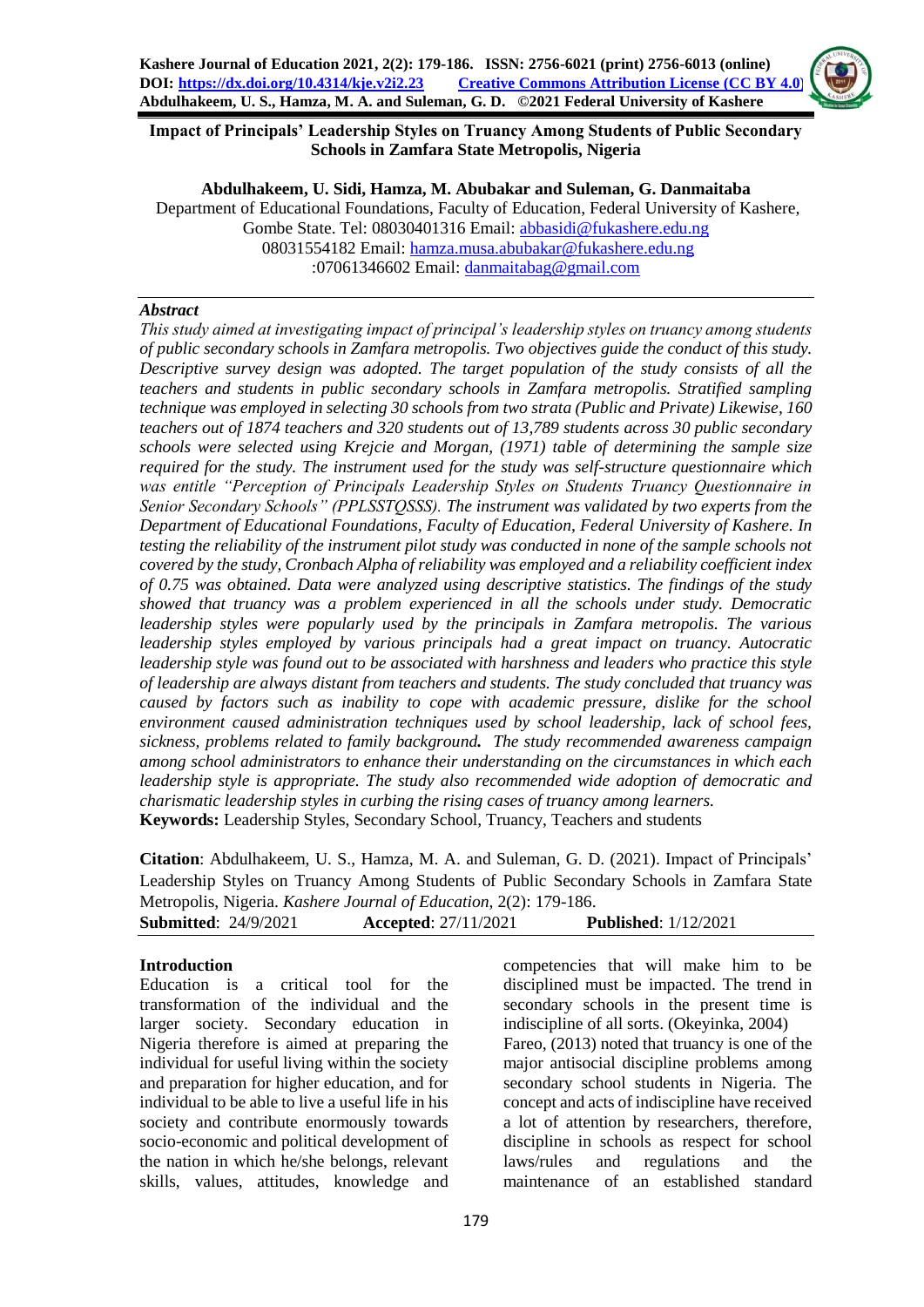# Impact of Principals' Leadership Styles on Truancy Among Students of Public Secondary Schools in Zamfara State Metropolis, Nigeria

**Abdulhakeem, U. Sidi, Hamza, M. Abubakar and Suleman, G. Danmaitaba**

Department of Educational Foundations, Faculty of Education, Federal University of Kashere, Gombe State. Tel: 08030401316 Email: abbasidi@fukashere.edu.ng
08031554182 Email: hamza.musa.abubakar@fukashere.edu.ng
:07061346602 Email: danmaitabag@gmail.com

### *Abstract*

*This study aimed at investigating impact of principal's leadership styles on truancy among students of public secondary schools in Zamfara metropolis. Two objectives guide the conduct of this study. Descriptive survey design was adopted. The target population of the study consists of all the teachers and students in public secondary schools in Zamfara metropolis. Stratified sampling technique was employed in selecting 30 schools from two strata (Public and Private) Likewise, 160 teachers out of 1874 teachers and 320 students out of 13,789 students across 30 public secondary schools were selected using Krejcie and Morgan, (1971) table of determining the sample size required for the study. The instrument used for the study was self-structure questionnaire which was entitle "Perception of Principals Leadership Styles on Students Truancy Questionnaire in Senior Secondary Schools" (PPLSSTQSSS). The instrument was validated by two experts from the Department of Educational Foundations, Faculty of Education, Federal University of Kashere. In testing the reliability of the instrument pilot study was conducted in none of the sample schools not covered by the study, Cronbach Alpha of reliability was employed and a reliability coefficient index of 0.75 was obtained. Data were analyzed using descriptive statistics. The findings of the study showed that truancy was a problem experienced in all the schools under study. Democratic leadership styles were popularly used by the principals in Zamfara metropolis. The various leadership styles employed by various principals had a great impact on truancy. Autocratic leadership style was found out to be associated with harshness and leaders who practice this style of leadership are always distant from teachers and students. The study concluded that truancy was caused by factors such as inability to cope with academic pressure, dislike for the school environment caused administration techniques used by school leadership, lack of school fees, sickness, problems related to family background.* ***The*** *study recommended awareness campaign among school administrators to enhance their understanding on the circumstances in which each leadership style is appropriate. The study also recommended wide adoption of democratic and charismatic leadership styles in curbing the rising cases of truancy among learners.*

**Keywords:** Leadership Styles, Secondary School, Truancy, Teachers and students

**Citation**: Abdulhakeem, U. S., Hamza, M. A. and Suleman, G. D. (2021). Impact of Principals' Leadership Styles on Truancy Among Students of Public Secondary Schools in Zamfara State Metropolis, Nigeria. *Kashere Journal of Education*, 2(2): 179-186.

**Submitted**: 24/9/2021 **Accepted**: 27/11/2021 **Published**: 1/12/2021

## Introduction

Education is a critical tool for the transformation of the individual and the larger society. Secondary education in Nigeria therefore is aimed at preparing the individual for useful living within the society and preparation for higher education, and for individual to be able to live a useful life in his society and contribute enormously towards socio-economic and political development of the nation in which he/she belongs, relevant skills, values, attitudes, knowledge and competencies that will make him to be disciplined must be impacted. The trend in secondary schools in the present time is indiscipline of all sorts. (Okeyinka, 2004)

Fareo, (2013) noted that truancy is one of the major antisocial discipline problems among secondary school students in Nigeria. The concept and acts of indiscipline have received a lot of attention by researchers, therefore, discipline in schools as respect for school laws/rules and regulations and the maintenance of an established standard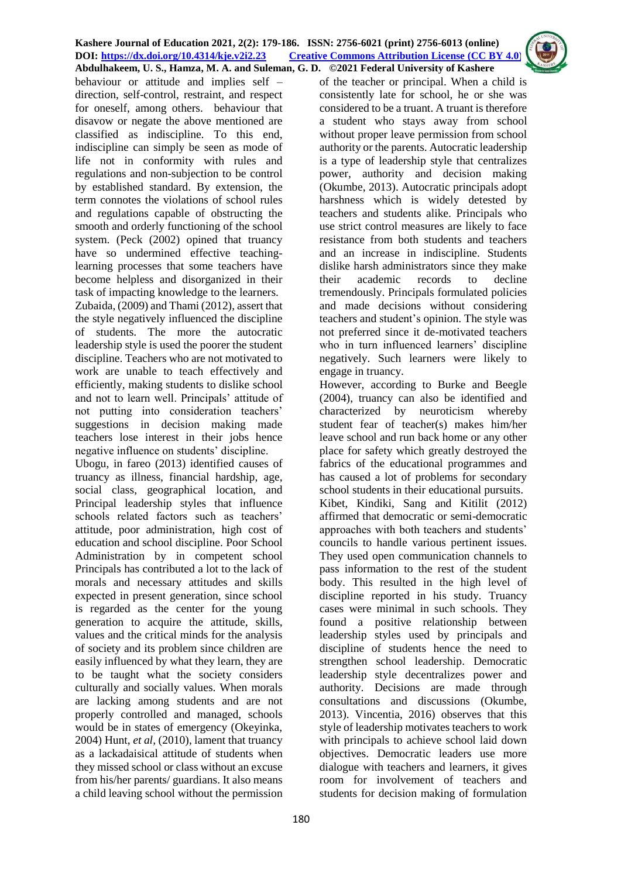behaviour or attitude and implies self – direction, self-control, restraint, and respect for oneself, among others. behaviour that disavow or negate the above mentioned are classified as indiscipline. To this end, indiscipline can simply be seen as mode of life not in conformity with rules and regulations and non-subjection to be control by established standard. By extension, the term connotes the violations of school rules and regulations capable of obstructing the smooth and orderly functioning of the school system. (Peck (2002) opined that truancy have so undermined effective teaching-learning processes that some teachers have become helpless and disorganized in their task of impacting knowledge to the learners.

Zubaida, (2009) and Thami (2012), assert that the style negatively influenced the discipline of students. The more the autocratic leadership style is used the poorer the student discipline. Teachers who are not motivated to work are unable to teach effectively and efficiently, making students to dislike school and not to learn well. Principals' attitude of not putting into consideration teachers' suggestions in decision making made teachers lose interest in their jobs hence negative influence on students' discipline.

Ubogu, in fareo (2013) identified causes of truancy as illness, financial hardship, age, social class, geographical location, and Principal leadership styles that influence schools related factors such as teachers' attitude, poor administration, high cost of education and school discipline. Poor School Administration by in competent school Principals has contributed a lot to the lack of morals and necessary attitudes and skills expected in present generation, since school is regarded as the center for the young generation to acquire the attitude, skills, values and the critical minds for the analysis of society and its problem since children are easily influenced by what they learn, they are to be taught what the society considers culturally and socially values. When morals are lacking among students and are not properly controlled and managed, schools would be in states of emergency (Okeyinka, 2004) Hunt, *et al*, (2010), lament that truancy as a lackadaisical attitude of students when they missed school or class without an excuse from his/her parents/ guardians. It also means a child leaving school without the permission of the teacher or principal. When a child is consistently late for school, he or she was considered to be a truant. A truant is therefore a student who stays away from school without proper leave permission from school authority or the parents. Autocratic leadership is a type of leadership style that centralizes power, authority and decision making (Okumbe, 2013). Autocratic principals adopt harshness which is widely detested by teachers and students alike. Principals who use strict control measures are likely to face resistance from both students and teachers and an increase in indiscipline. Students dislike harsh administrators since they make their academic records to decline tremendously. Principals formulated policies and made decisions without considering teachers and student's opinion. The style was not preferred since it de-motivated teachers who in turn influenced learners' discipline negatively. Such learners were likely to engage in truancy.

However, according to Burke and Beegle (2004), truancy can also be identified and characterized by neuroticism whereby student fear of teacher(s) makes him/her leave school and run back home or any other place for safety which greatly destroyed the fabrics of the educational programmes and has caused a lot of problems for secondary school students in their educational pursuits.

Kibet, Kindiki, Sang and Kitilit (2012) affirmed that democratic or semi-democratic approaches with both teachers and students' councils to handle various pertinent issues. They used open communication channels to pass information to the rest of the student body. This resulted in the high level of discipline reported in his study. Truancy cases were minimal in such schools. They found a positive relationship between leadership styles used by principals and discipline of students hence the need to strengthen school leadership. Democratic leadership style decentralizes power and authority. Decisions are made through consultations and discussions (Okumbe, 2013). Vincentia, 2016) observes that this style of leadership motivates teachers to work with principals to achieve school laid down objectives. Democratic leaders use more dialogue with teachers and learners, it gives room for involvement of teachers and students for decision making of formulation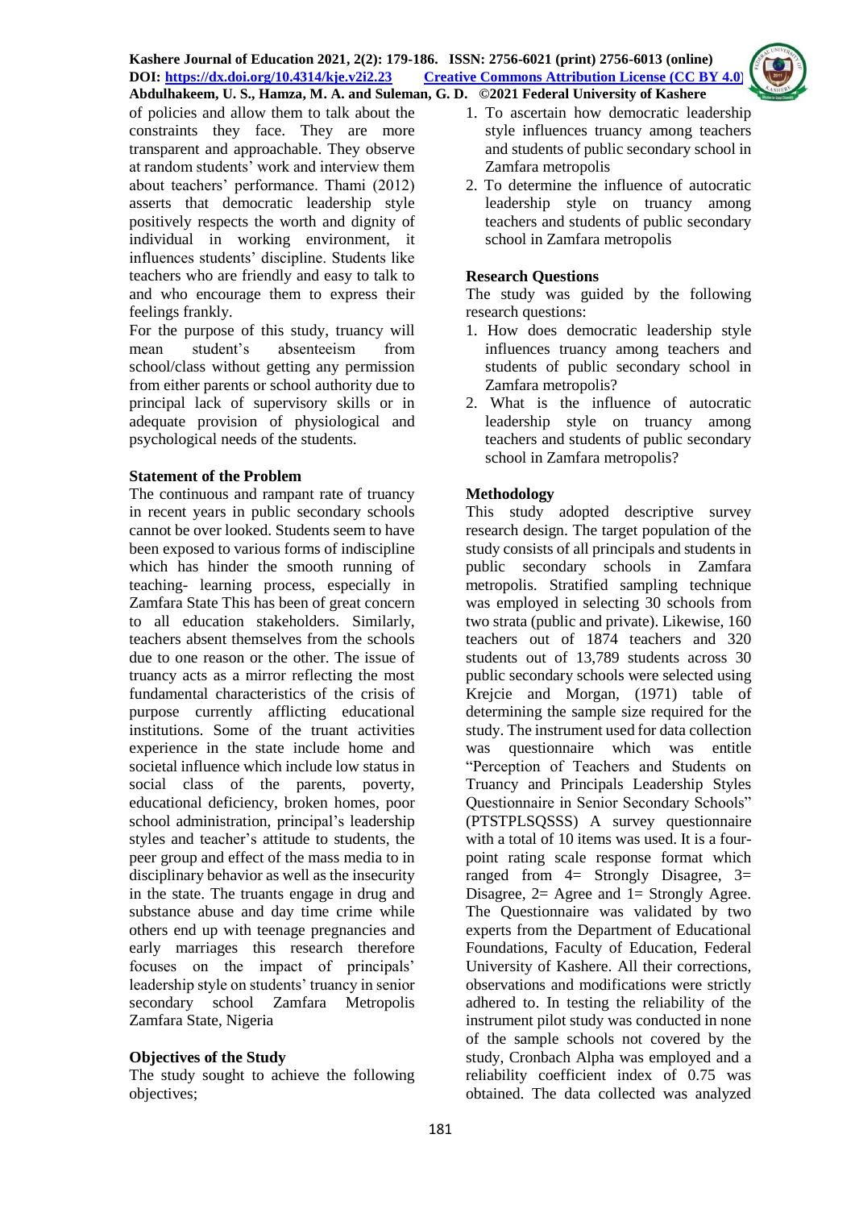of policies and allow them to talk about the constraints they face. They are more transparent and approachable. They observe at random students' work and interview them about teachers' performance. Thami (2012) asserts that democratic leadership style positively respects the worth and dignity of individual in working environment, it influences students' discipline. Students like teachers who are friendly and easy to talk to and who encourage them to express their feelings frankly.

For the purpose of this study, truancy will mean student's absenteeism from school/class without getting any permission from either parents or school authority due to principal lack of supervisory skills or in adequate provision of physiological and psychological needs of the students.

### Statement of the Problem

The continuous and rampant rate of truancy in recent years in public secondary schools cannot be over looked. Students seem to have been exposed to various forms of indiscipline which has hinder the smooth running of teaching- learning process, especially in Zamfara State This has been of great concern to all education stakeholders. Similarly, teachers absent themselves from the schools due to one reason or the other. The issue of truancy acts as a mirror reflecting the most fundamental characteristics of the crisis of purpose currently afflicting educational institutions. Some of the truant activities experience in the state include home and societal influence which include low status in social class of the parents, poverty, educational deficiency, broken homes, poor school administration, principal's leadership styles and teacher's attitude to students, the peer group and effect of the mass media to in disciplinary behavior as well as the insecurity in the state. The truants engage in drug and substance abuse and day time crime while others end up with teenage pregnancies and early marriages this research therefore focuses on the impact of principals' leadership style on students' truancy in senior secondary school Zamfara Metropolis Zamfara State, Nigeria

### Objectives of the Study

The study sought to achieve the following objectives;

1. To ascertain how democratic leadership style influences truancy among teachers and students of public secondary school in Zamfara metropolis
2. To determine the influence of autocratic leadership style on truancy among teachers and students of public secondary school in Zamfara metropolis

### Research Questions

The study was guided by the following research questions:

1. How does democratic leadership style influences truancy among teachers and students of public secondary school in Zamfara metropolis?
2. What is the influence of autocratic leadership style on truancy among teachers and students of public secondary school in Zamfara metropolis?

### Methodology

This study adopted descriptive survey research design. The target population of the study consists of all principals and students in public secondary schools in Zamfara metropolis. Stratified sampling technique was employed in selecting 30 schools from two strata (public and private). Likewise, 160 teachers out of 1874 teachers and 320 students out of 13,789 students across 30 public secondary schools were selected using Krejcie and Morgan, (1971) table of determining the sample size required for the study. The instrument used for data collection was questionnaire which was entitle "Perception of Teachers and Students on Truancy and Principals Leadership Styles Questionnaire in Senior Secondary Schools" (PTSTPLSQSSS) A survey questionnaire with a total of 10 items was used. It is a four-point rating scale response format which ranged from 4= Strongly Disagree, 3= Disagree, 2= Agree and 1= Strongly Agree. The Questionnaire was validated by two experts from the Department of Educational Foundations, Faculty of Education, Federal University of Kashere. All their corrections, observations and modifications were strictly adhered to. In testing the reliability of the instrument pilot study was conducted in none of the sample schools not covered by the study, Cronbach Alpha was employed and a reliability coefficient index of 0.75 was obtained. The data collected was analyzed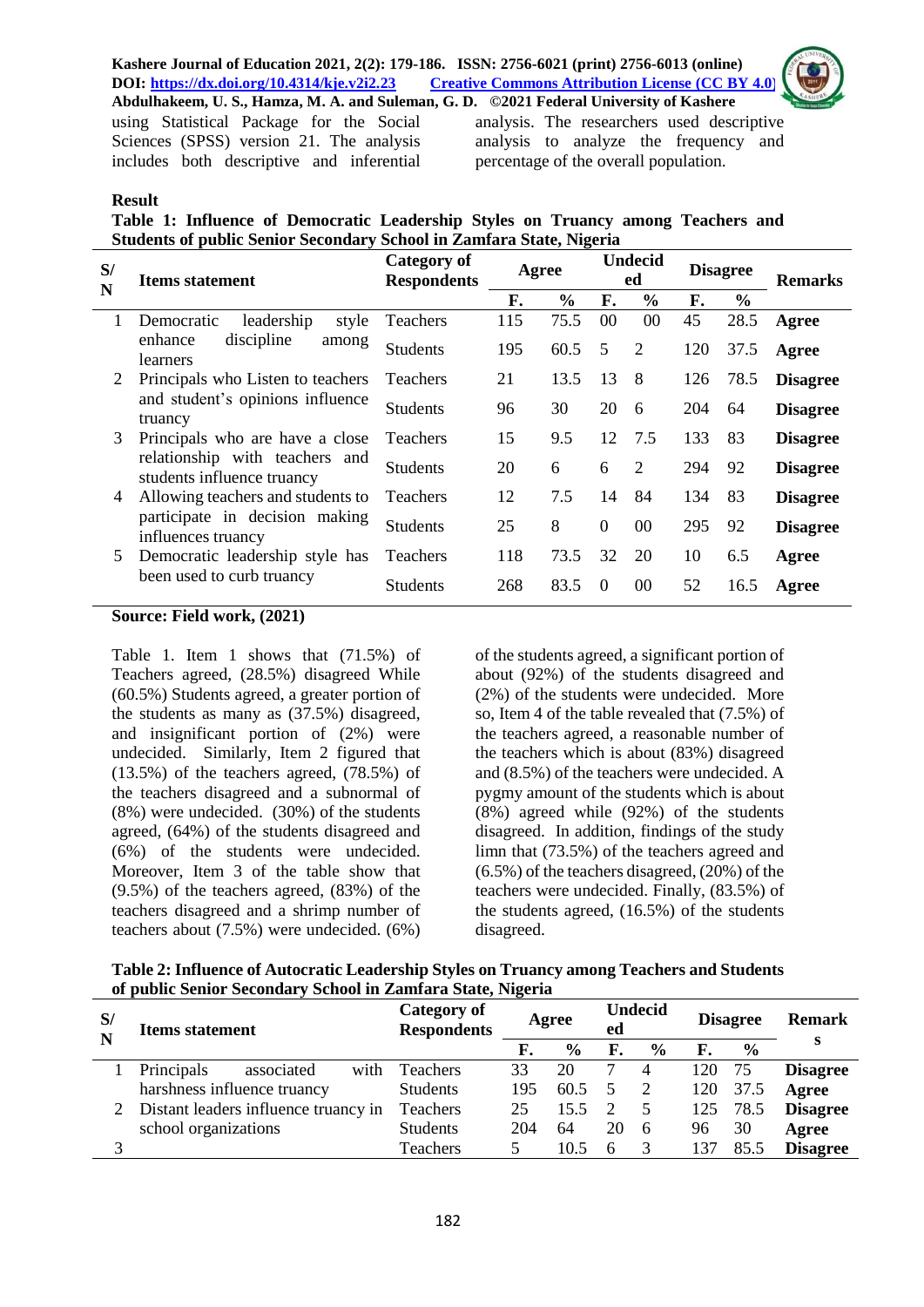using Statistical Package for the Social Sciences (SPSS) version 21. The analysis includes both descriptive and inferential analysis. The researchers used descriptive analysis to analyze the frequency and percentage of the overall population.

**Result**

**Table 1: Influence of Democratic Leadership Styles on Truancy among Teachers and Students of public Senior Secondary School in Zamfara State, Nigeria**

| S/N | Items statement | Category of Respondents | Agree | | Undecided | | Disagree | | Remarks |
|---|---|---|---|---|---|---|---|---|---|
| | | | F. | % | F. | % | F. | % | |
| 1 | Democratic leadership style enhance discipline among learners | Teachers | 115 | 75.5 | 00 | 00 | 45 | 28.5 | **Agree** |
| | | Students | 195 | 60.5 | 5 | 2 | 120 | 37.5 | **Agree** |
| 2 | Principals who Listen to teachers and student's opinions influence truancy | Teachers | 21 | 13.5 | 13 | 8 | 126 | 78.5 | **Disagree** |
| | | Students | 96 | 30 | 20 | 6 | 204 | 64 | **Disagree** |
| 3 | Principals who are have a close relationship with teachers and students influence truancy | Teachers | 15 | 9.5 | 12 | 7.5 | 133 | 83 | **Disagree** |
| | | Students | 20 | 6 | 6 | 2 | 294 | 92 | **Disagree** |
| 4 | Allowing teachers and students to participate in decision making influences truancy | Teachers | 12 | 7.5 | 14 | 84 | 134 | 83 | **Disagree** |
| | | Students | 25 | 8 | 0 | 00 | 295 | 92 | **Disagree** |
| 5 | Democratic leadership style has been used to curb truancy | Teachers | 118 | 73.5 | 32 | 20 | 10 | 6.5 | **Agree** |
| | | Students | 268 | 83.5 | 0 | 00 | 52 | 16.5 | **Agree** |

**Source: Field work, (2021)**

Table 1. Item 1 shows that (71.5%) of Teachers agreed, (28.5%) disagreed While (60.5%) Students agreed, a greater portion of the students as many as (37.5%) disagreed, and insignificant portion of (2%) were undecided. Similarly, Item 2 figured that (13.5%) of the teachers agreed, (78.5%) of the teachers disagreed and a subnormal of (8%) were undecided. (30%) of the students agreed, (64%) of the students disagreed and (6%) of the students were undecided. Moreover, Item 3 of the table show that (9.5%) of the teachers agreed, (83%) of the teachers disagreed and a shrimp number of teachers about (7.5%) were undecided. (6%) of the students agreed, a significant portion of about (92%) of the students disagreed and (2%) of the students were undecided. More so, Item 4 of the table revealed that (7.5%) of the teachers agreed, a reasonable number of the teachers which is about (83%) disagreed and (8.5%) of the teachers were undecided. A pygmy amount of the students which is about (8%) agreed while (92%) of the students disagreed. In addition, findings of the study limn that (73.5%) of the teachers agreed and (6.5%) of the teachers disagreed, (20%) of the teachers were undecided. Finally, (83.5%) of the students agreed, (16.5%) of the students disagreed.

**Table 2: Influence of Autocratic Leadership Styles on Truancy among Teachers and Students of public Senior Secondary School in Zamfara State, Nigeria**

| S/N | Items statement | Category of Respondents | Agree | | Undecided | | Disagree | | Remarks |
|---|---|---|---|---|---|---|---|---|---|
| | | | F. | % | F. | % | F. | % | |
| 1 | Principals associated with harshness influence truancy | Teachers | 33 | 20 | 7 | 4 | 120 | 75 | **Disagree** |
| | | Students | 195 | 60.5 | 5 | 2 | 120 | 37.5 | **Agree** |
| 2 | Distant leaders influence truancy in school organizations | Teachers | 25 | 15.5 | 2 | 5 | 125 | 78.5 | **Disagree** |
| | | Students | 204 | 64 | 20 | 6 | 96 | 30 | **Agree** |
| 3 | | Teachers | 5 | 10.5 | 6 | 3 | 137 | 85.5 | **Disagree** |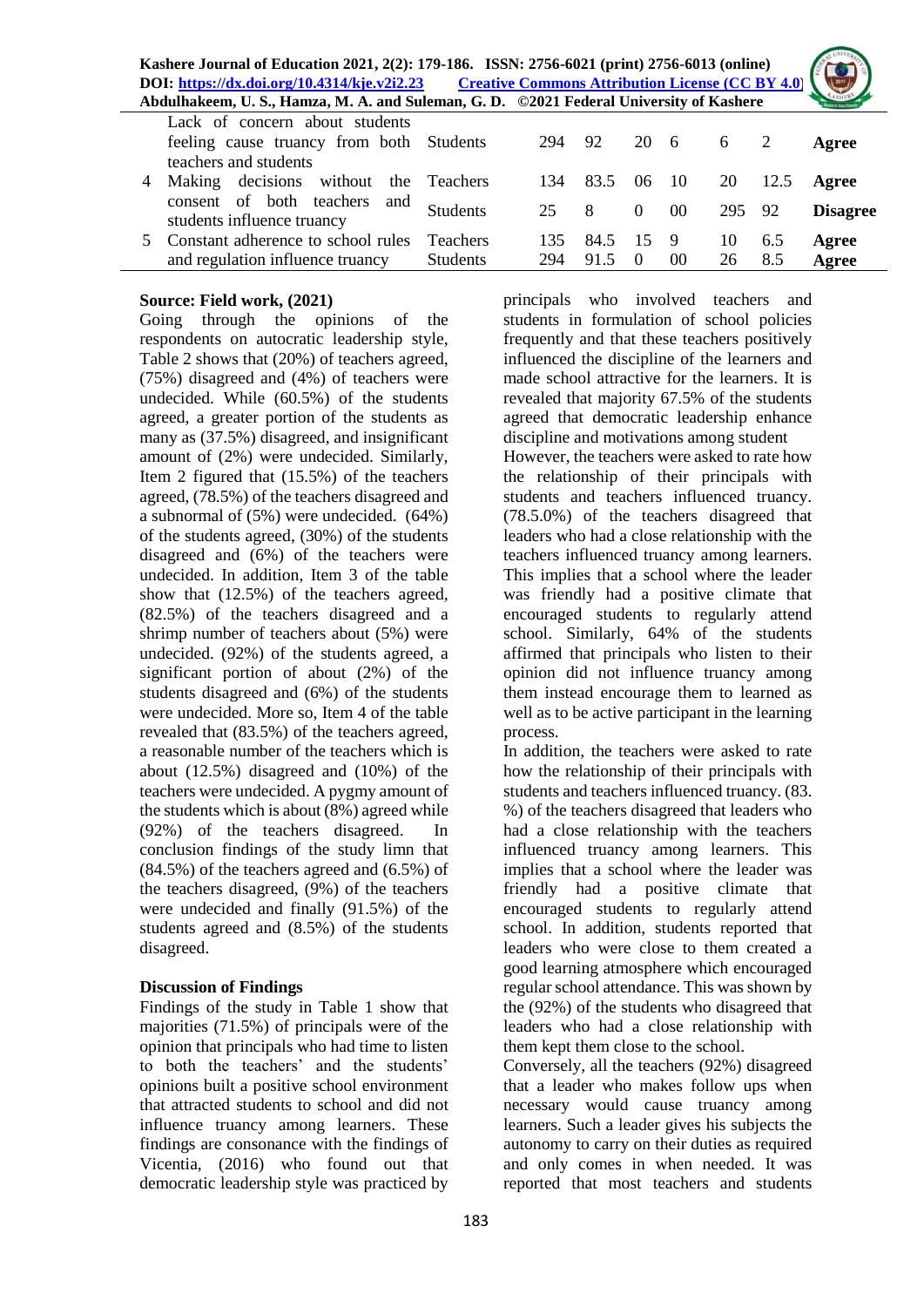| | | | | | | | | | |
|---|---|---|---|---|---|---|---|---|---|
| | Lack of concern about students feeling cause truancy from both teachers and students | Students | 294 | 92 | 20 | 6 | 6 | 2 | **Agree** |
| 4 | Making decisions without the consent of both teachers and students influence truancy | Teachers | 134 | 83.5 | 06 | 10 | 20 | 12.5 | **Agree** |
| | | Students | 25 | 8 | 0 | 00 | 295 | 92 | **Disagree** |
| 5 | Constant adherence to school rules and regulation influence truancy | Teachers | 135 | 84.5 | 15 | 9 | 10 | 6.5 | **Agree** |
| | | Students | 294 | 91.5 | 0 | 00 | 26 | 8.5 | **Agree** |

**Source: Field work, (2021)**

Going through the opinions of the respondents on autocratic leadership style, Table 2 shows that (20%) of teachers agreed, (75%) disagreed and (4%) of teachers were undecided. While (60.5%) of the students agreed, a greater portion of the students as many as (37.5%) disagreed, and insignificant amount of (2%) were undecided. Similarly, Item 2 figured that (15.5%) of the teachers agreed, (78.5%) of the teachers disagreed and a subnormal of (5%) were undecided. (64%) of the students agreed, (30%) of the students disagreed and (6%) of the teachers were undecided. In addition, Item 3 of the table show that (12.5%) of the teachers agreed, (82.5%) of the teachers disagreed and a shrimp number of teachers about (5%) were undecided. (92%) of the students agreed, a significant portion of about (2%) of the students disagreed and (6%) of the students were undecided. More so, Item 4 of the table revealed that (83.5%) of the teachers agreed, a reasonable number of the teachers which is about (12.5%) disagreed and (10%) of the teachers were undecided. A pygmy amount of the students which is about (8%) agreed while (92%) of the teachers disagreed. In conclusion findings of the study limn that (84.5%) of the teachers agreed and (6.5%) of the teachers disagreed, (9%) of the teachers were undecided and finally (91.5%) of the students agreed and (8.5%) of the students disagreed.

**Discussion of Findings**

Findings of the study in Table 1 show that majorities (71.5%) of principals were of the opinion that principals who had time to listen to both the teachers' and the students' opinions built a positive school environment that attracted students to school and did not influence truancy among learners. These findings are consonance with the findings of Vicentia, (2016) who found out that democratic leadership style was practiced by principals who involved teachers and students in formulation of school policies frequently and that these teachers positively influenced the discipline of the learners and made school attractive for the learners. It is revealed that majority 67.5% of the students agreed that democratic leadership enhance discipline and motivations among student

However, the teachers were asked to rate how the relationship of their principals with students and teachers influenced truancy. (78.5.0%) of the teachers disagreed that leaders who had a close relationship with the teachers influenced truancy among learners. This implies that a school where the leader was friendly had a positive climate that encouraged students to regularly attend school. Similarly, 64% of the students affirmed that principals who listen to their opinion did not influence truancy among them instead encourage them to learned as well as to be active participant in the learning process.

In addition, the teachers were asked to rate how the relationship of their principals with students and teachers influenced truancy. (83. %) of the teachers disagreed that leaders who had a close relationship with the teachers influenced truancy among learners. This implies that a school where the leader was friendly had a positive climate that encouraged students to regularly attend school. In addition, students reported that leaders who were close to them created a good learning atmosphere which encouraged regular school attendance. This was shown by the (92%) of the students who disagreed that leaders who had a close relationship with them kept them close to the school.

Conversely, all the teachers (92%) disagreed that a leader who makes follow ups when necessary would cause truancy among learners. Such a leader gives his subjects the autonomy to carry on their duties as required and only comes in when needed. It was reported that most teachers and students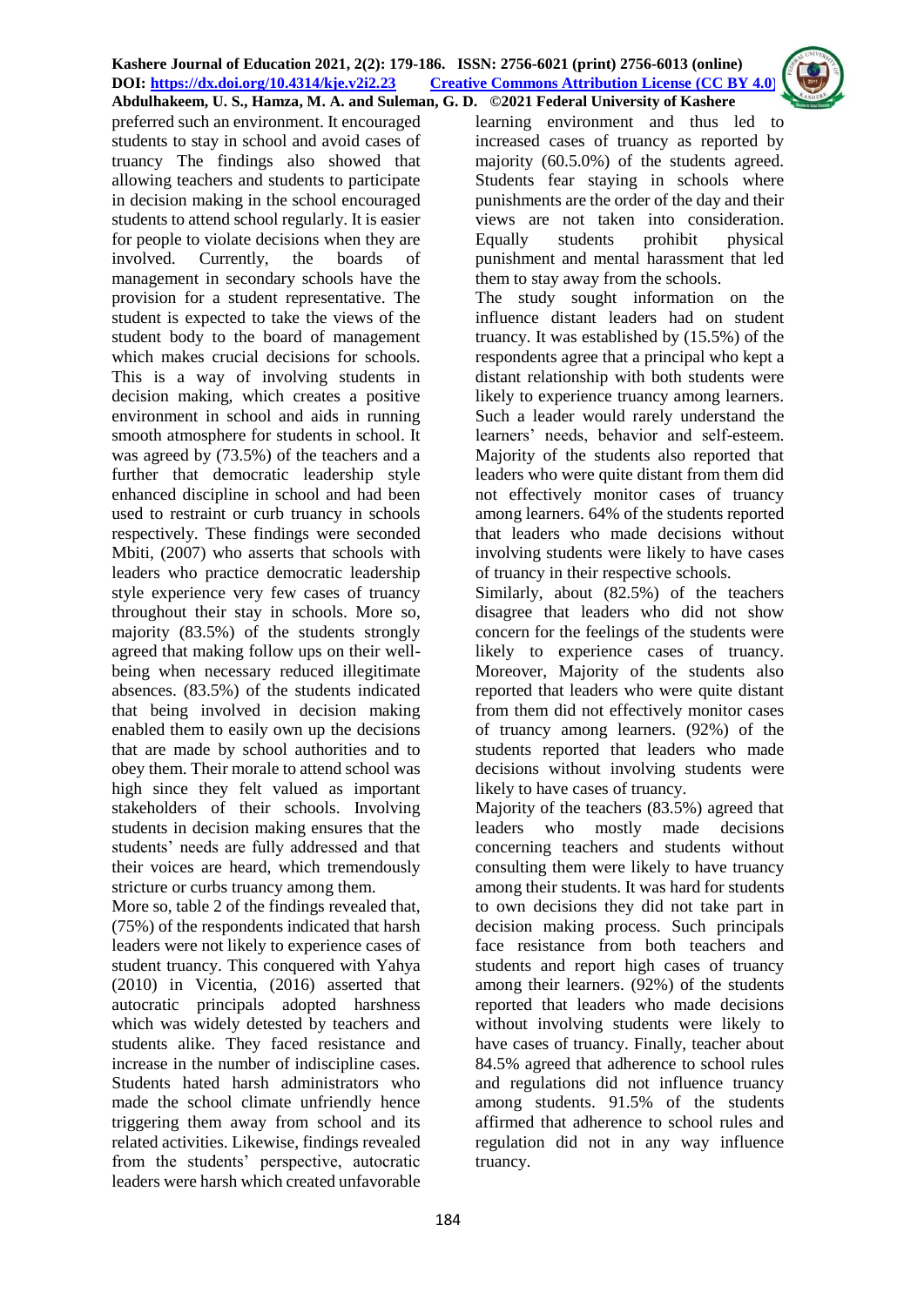preferred such an environment. It encouraged students to stay in school and avoid cases of truancy The findings also showed that allowing teachers and students to participate in decision making in the school encouraged students to attend school regularly. It is easier for people to violate decisions when they are involved. Currently, the boards of management in secondary schools have the provision for a student representative. The student is expected to take the views of the student body to the board of management which makes crucial decisions for schools. This is a way of involving students in decision making, which creates a positive environment in school and aids in running smooth atmosphere for students in school. It was agreed by (73.5%) of the teachers and a further that democratic leadership style enhanced discipline in school and had been used to restraint or curb truancy in schools respectively. These findings were seconded Mbiti, (2007) who asserts that schools with leaders who practice democratic leadership style experience very few cases of truancy throughout their stay in schools. More so, majority (83.5%) of the students strongly agreed that making follow ups on their well-being when necessary reduced illegitimate absences. (83.5%) of the students indicated that being involved in decision making enabled them to easily own up the decisions that are made by school authorities and to obey them. Their morale to attend school was high since they felt valued as important stakeholders of their schools. Involving students in decision making ensures that the students' needs are fully addressed and that their voices are heard, which tremendously stricture or curbs truancy among them.

More so, table 2 of the findings revealed that, (75%) of the respondents indicated that harsh leaders were not likely to experience cases of student truancy. This conquered with Yahya (2010) in Vicentia, (2016) asserted that autocratic principals adopted harshness which was widely detested by teachers and students alike. They faced resistance and increase in the number of indiscipline cases. Students hated harsh administrators who made the school climate unfriendly hence triggering them away from school and its related activities. Likewise, findings revealed from the students' perspective, autocratic leaders were harsh which created unfavorable learning environment and thus led to increased cases of truancy as reported by majority (60.5.0%) of the students agreed. Students fear staying in schools where punishments are the order of the day and their views are not taken into consideration. Equally students prohibit physical punishment and mental harassment that led them to stay away from the schools.

The study sought information on the influence distant leaders had on student truancy. It was established by (15.5%) of the respondents agree that a principal who kept a distant relationship with both students were likely to experience truancy among learners. Such a leader would rarely understand the learners' needs, behavior and self-esteem. Majority of the students also reported that leaders who were quite distant from them did not effectively monitor cases of truancy among learners. 64% of the students reported that leaders who made decisions without involving students were likely to have cases of truancy in their respective schools.

Similarly, about (82.5%) of the teachers disagree that leaders who did not show concern for the feelings of the students were likely to experience cases of truancy. Moreover, Majority of the students also reported that leaders who were quite distant from them did not effectively monitor cases of truancy among learners. (92%) of the students reported that leaders who made decisions without involving students were likely to have cases of truancy.

Majority of the teachers (83.5%) agreed that leaders who mostly made decisions concerning teachers and students without consulting them were likely to have truancy among their students. It was hard for students to own decisions they did not take part in decision making process. Such principals face resistance from both teachers and students and report high cases of truancy among their learners. (92%) of the students reported that leaders who made decisions without involving students were likely to have cases of truancy. Finally, teacher about 84.5% agreed that adherence to school rules and regulations did not influence truancy among students. 91.5% of the students affirmed that adherence to school rules and regulation did not in any way influence truancy.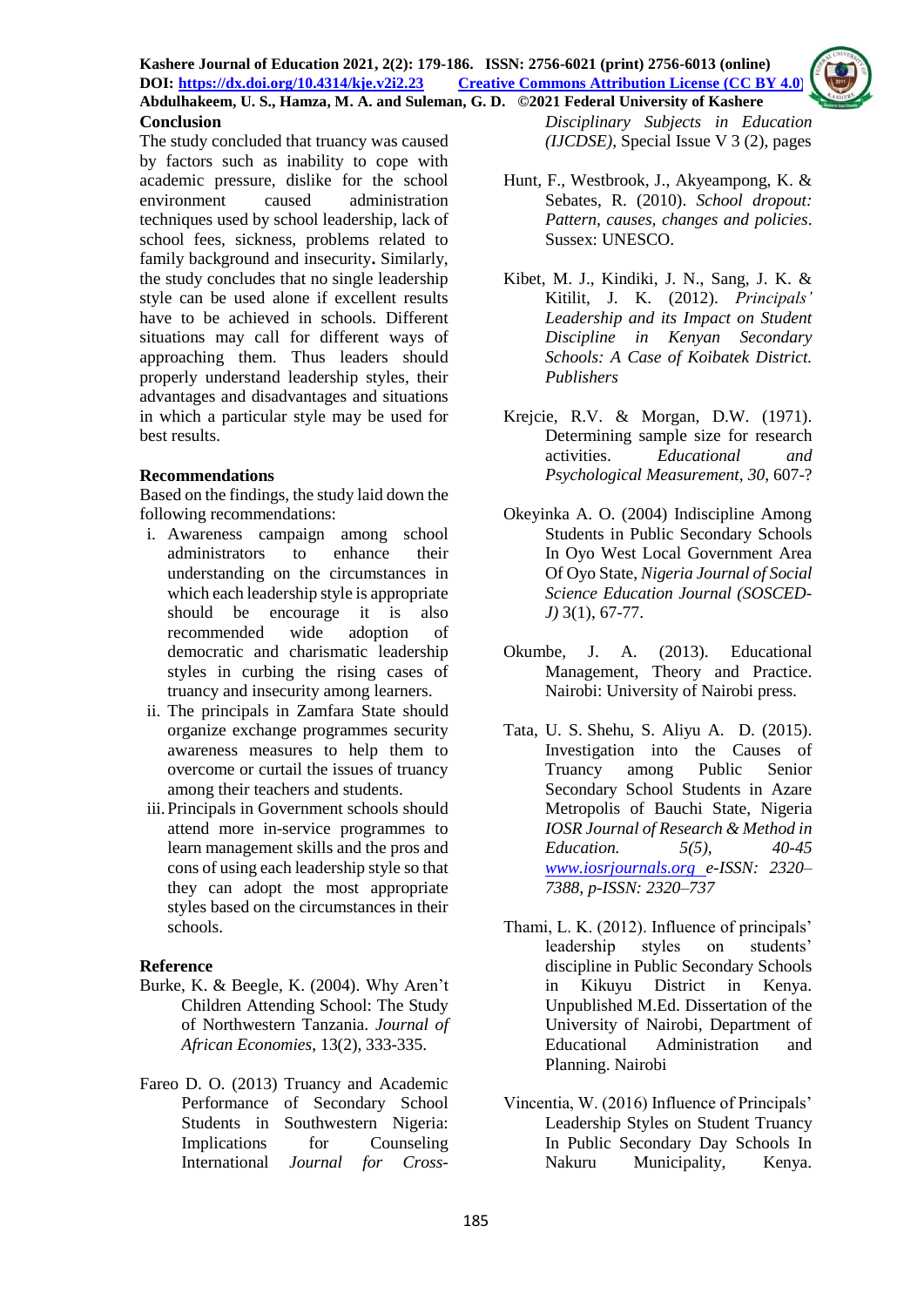## Conclusion

The study concluded that truancy was caused by factors such as inability to cope with academic pressure, dislike for the school environment caused administration techniques used by school leadership, lack of school fees, sickness, problems related to family background and insecurity**.** Similarly, the study concludes that no single leadership style can be used alone if excellent results have to be achieved in schools. Different situations may call for different ways of approaching them. Thus leaders should properly understand leadership styles, their advantages and disadvantages and situations in which a particular style may be used for best results.

## Recommendations

Based on the findings, the study laid down the following recommendations:

i. Awareness campaign among school administrators to enhance their understanding on the circumstances in which each leadership style is appropriate should be encourage it is also recommended wide adoption of democratic and charismatic leadership styles in curbing the rising cases of truancy and insecurity among learners.
ii. The principals in Zamfara State should organize exchange programmes security awareness measures to help them to overcome or curtail the issues of truancy among their teachers and students.
iii. Principals in Government schools should attend more in-service programmes to learn management skills and the pros and cons of using each leadership style so that they can adopt the most appropriate styles based on the circumstances in their schools.

## Reference

Burke, K. & Beegle, K. (2004). Why Aren't Children Attending School: The Study of Northwestern Tanzania. *Journal of African Economies*, 13(2), 333-335.

Fareo D. O. (2013) Truancy and Academic Performance of Secondary School Students in Southwestern Nigeria: Implications for Counseling International *Journal for Cross-Disciplinary Subjects in Education (IJCDSE)*, Special Issue V 3 (2), pages

Hunt, F., Westbrook, J., Akyeampong, K. & Sebates, R. (2010). *School dropout: Pattern, causes, changes and policies*. Sussex: UNESCO.

Kibet, M. J., Kindiki, J. N., Sang, J. K. & Kitilit, J. K. (2012). *Principals' Leadership and its Impact on Student Discipline in Kenyan Secondary Schools: A Case of Koibatek District. Publishers*

Krejcie, R.V. & Morgan, D.W. (1971). Determining sample size for research activities. *Educational and Psychological Measurement*, *30*, 607-?

Okeyinka A. O. (2004) Indiscipline Among Students in Public Secondary Schools In Oyo West Local Government Area Of Oyo State, *Nigeria Journal of Social Science Education Journal (SOSCED-J)* 3(1), 67-77.

Okumbe, J. A. (2013). Educational Management, Theory and Practice. Nairobi: University of Nairobi press.

Tata, U. S. Shehu, S. Aliyu A. D. (2015). Investigation into the Causes of Truancy among Public Senior Secondary School Students in Azare Metropolis of Bauchi State, Nigeria *IOSR Journal of Research & Method in Education. 5(5), 40-45 www.iosrjournals.org e-ISSN: 2320–7388, p-ISSN: 2320–737*

Thami, L. K. (2012). Influence of principals' leadership styles on students' discipline in Public Secondary Schools in Kikuyu District in Kenya. Unpublished M.Ed. Dissertation of the University of Nairobi, Department of Educational Administration and Planning. Nairobi

Vincentia, W. (2016) Influence of Principals' Leadership Styles on Student Truancy In Public Secondary Day Schools In Nakuru Municipality, Kenya.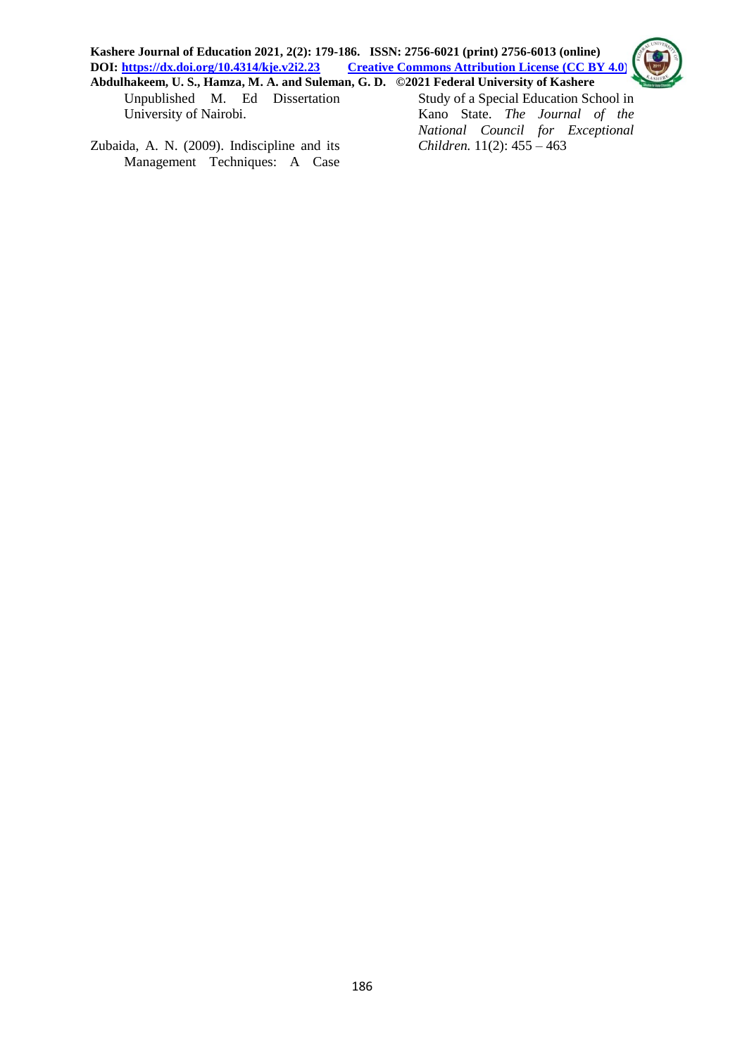Unpublished M. Ed Dissertation University of Nairobi.

Zubaida, A. N. (2009). Indiscipline and its Management Techniques: A Case Study of a Special Education School in Kano State. *The Journal of the National Council for Exceptional Children.* 11(2): 455 – 463